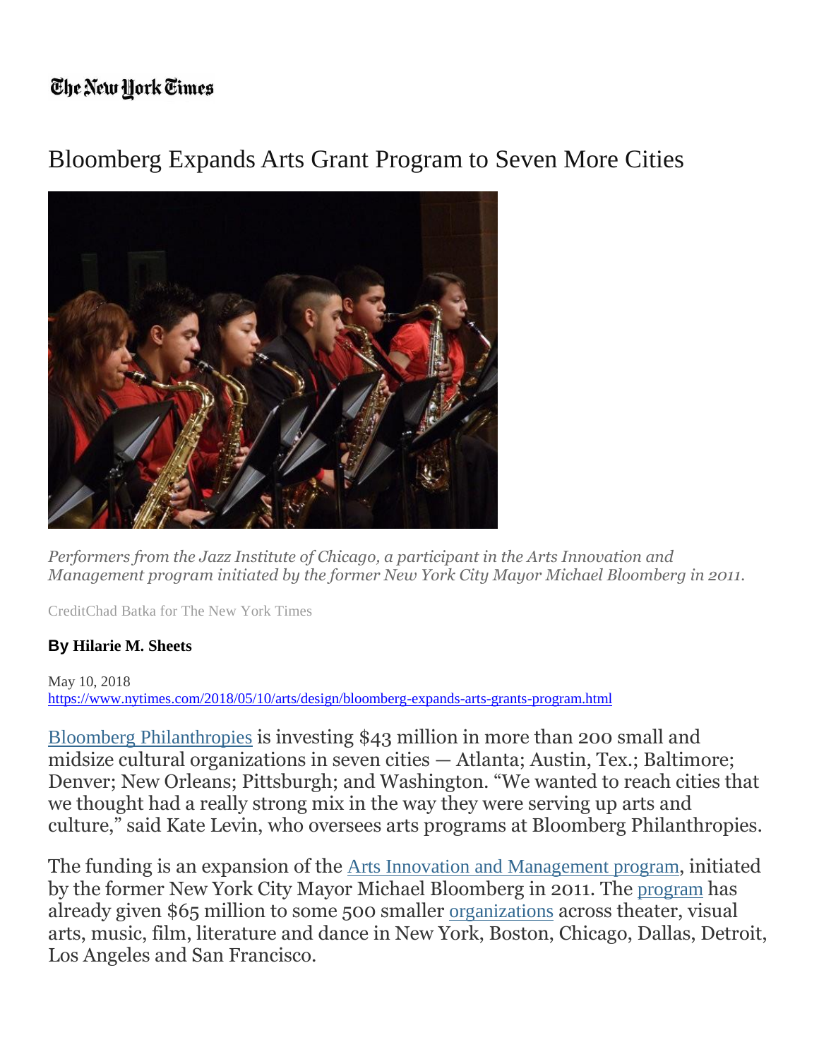The New York Times

# Bloomberg Expands Arts Grant Program to Seven More Cities

*Performers from the Jazz Institute of Chicago, a participant in the Arts Innovation and Management program initiated by the former New York City Mayor Michael Bloomberg in 2011.*

CreditChad Batka for The New York Times

**By Hilarie M. Sheets**

May 10, 2018
https://www.nytimes.com/2018/05/10/arts/design/bloomberg-expands-arts-grants-program.html

Bloomberg Philanthropies is investing $43 million in more than 200 small and midsize cultural organizations in seven cities — Atlanta; Austin, Tex.; Baltimore; Denver; New Orleans; Pittsburgh; and Washington. "We wanted to reach cities that we thought had a really strong mix in the way they were serving up arts and culture," said Kate Levin, who oversees arts programs at Bloomberg Philanthropies.

The funding is an expansion of the Arts Innovation and Management program, initiated by the former New York City Mayor Michael Bloomberg in 2011. The program has already given $65 million to some 500 smaller organizations across theater, visual arts, music, film, literature and dance in New York, Boston, Chicago, Dallas, Detroit, Los Angeles and San Francisco.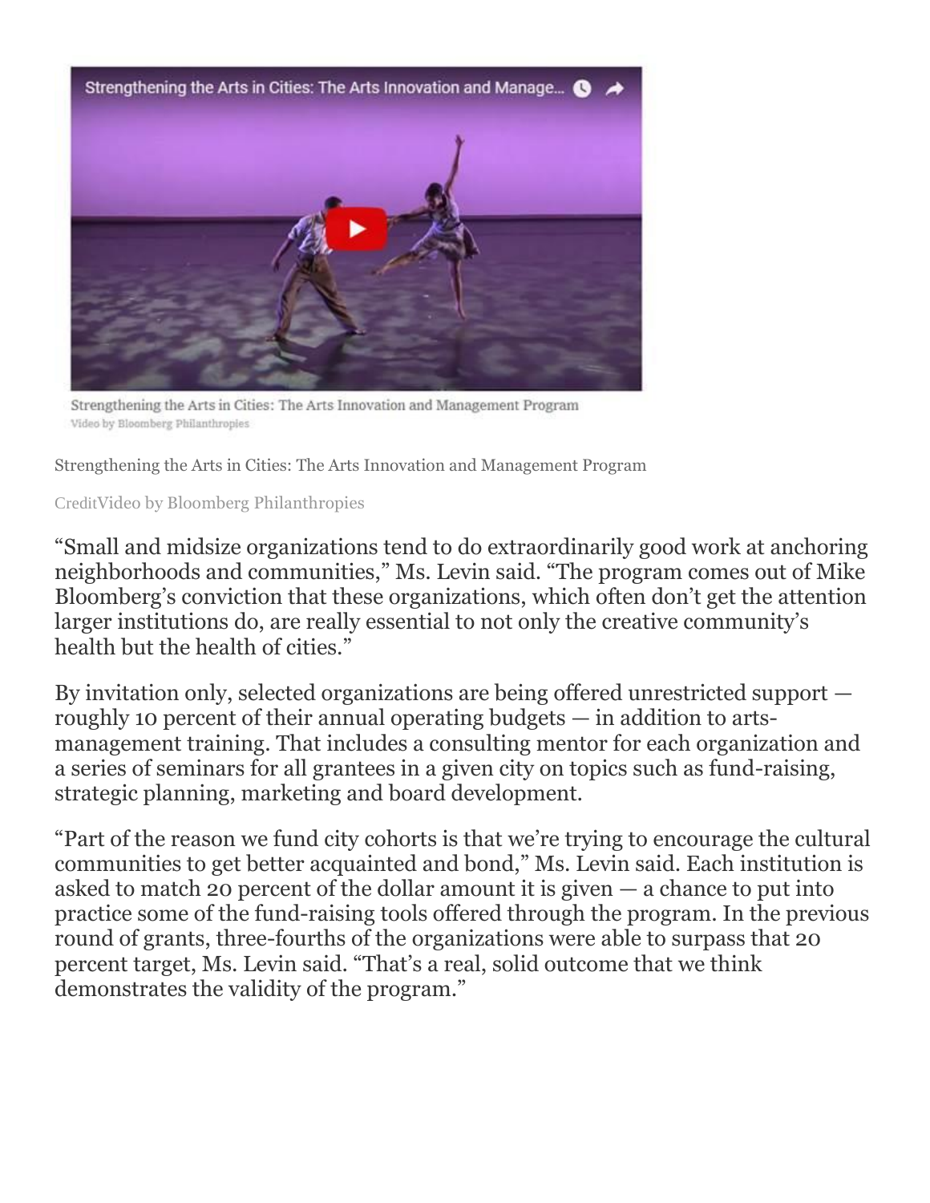Strengthening the Arts in Cities: The Arts Innovation and Management Program

Video by Bloomberg Philanthropies

Strengthening the Arts in Cities: The Arts Innovation and Management Program

CreditVideo by Bloomberg Philanthropies

“Small and midsize organizations tend to do extraordinarily good work at anchoring neighborhoods and communities,” Ms. Levin said. “The program comes out of Mike Bloomberg’s conviction that these organizations, which often don’t get the attention larger institutions do, are really essential to not only the creative community’s health but the health of cities.”

By invitation only, selected organizations are being offered unrestricted support — roughly 10 percent of their annual operating budgets — in addition to arts-management training. That includes a consulting mentor for each organization and a series of seminars for all grantees in a given city on topics such as fund-raising, strategic planning, marketing and board development.

“Part of the reason we fund city cohorts is that we’re trying to encourage the cultural communities to get better acquainted and bond,” Ms. Levin said. Each institution is asked to match 20 percent of the dollar amount it is given — a chance to put into practice some of the fund-raising tools offered through the program. In the previous round of grants, three-fourths of the organizations were able to surpass that 20 percent target, Ms. Levin said. “That’s a real, solid outcome that we think demonstrates the validity of the program.”